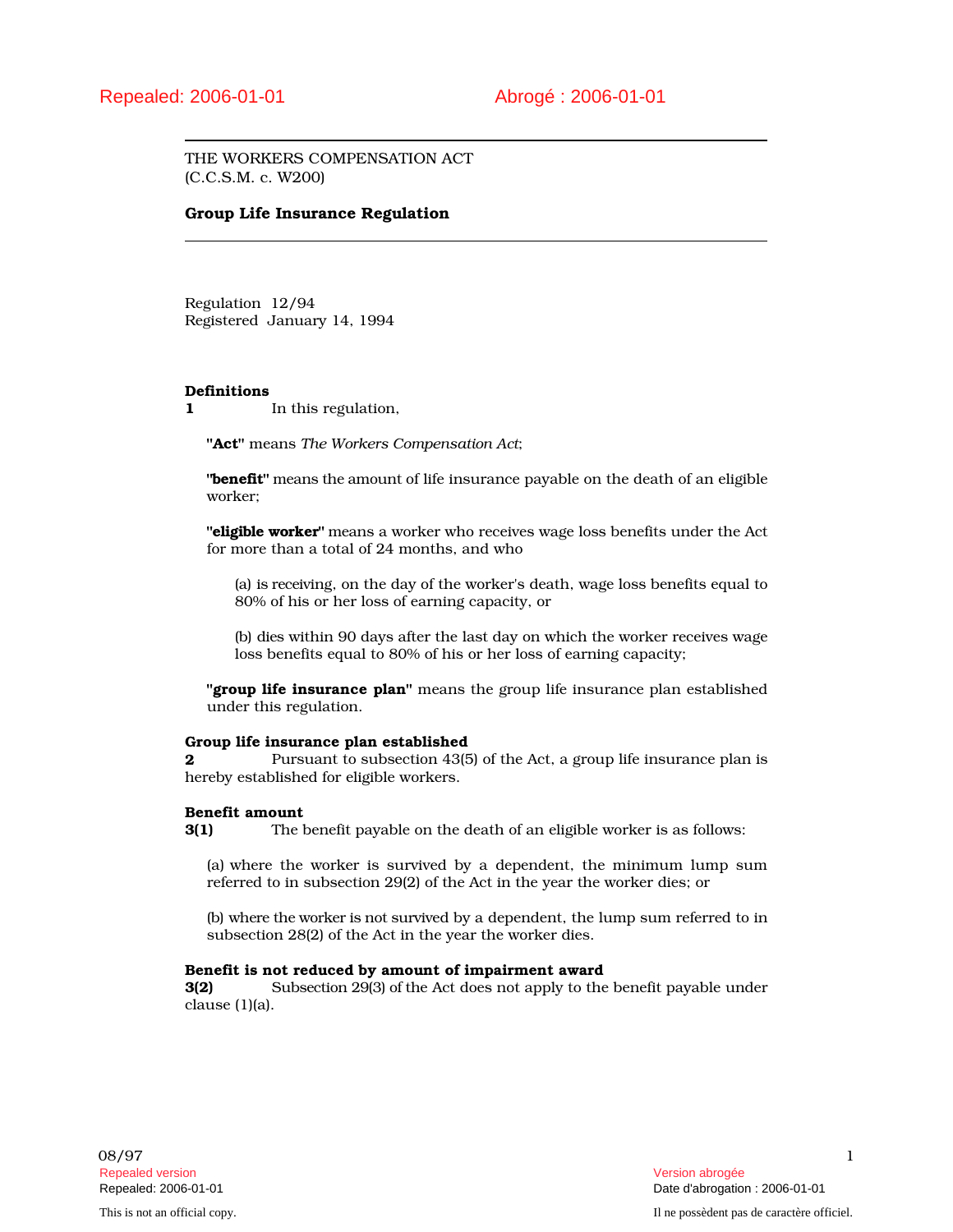Repealed: 2006-01-01 Abrogé : 2006-01-01

THE WORKERS COMPENSATION ACT
(C.C.S.M. c. W200)

**Group Life Insurance Regulation**

Regulation 12/94
Registered January 14, 1994

**Definitions**

**1** In this regulation,

**"Act"** means *The Workers Compensation Act*;

**"benefit"** means the amount of life insurance payable on the death of an eligible worker;

**"eligible worker"** means a worker who receives wage loss benefits under the Act for more than a total of 24 months, and who

(a) is receiving, on the day of the worker's death, wage loss benefits equal to 80% of his or her loss of earning capacity, or

(b) dies within 90 days after the last day on which the worker receives wage loss benefits equal to 80% of his or her loss of earning capacity;

**"group life insurance plan"** means the group life insurance plan established under this regulation.

**Group life insurance plan established**

**2** Pursuant to subsection 43(5) of the Act, a group life insurance plan is hereby established for eligible workers.

**Benefit amount**

**3(1)** The benefit payable on the death of an eligible worker is as follows:

(a) where the worker is survived by a dependent, the minimum lump sum referred to in subsection 29(2) of the Act in the year the worker dies; or

(b) where the worker is not survived by a dependent, the lump sum referred to in subsection 28(2) of the Act in the year the worker dies.

**Benefit is not reduced by amount of impairment award**

**3(2)** Subsection 29(3) of the Act does not apply to the benefit payable under clause (1)(a).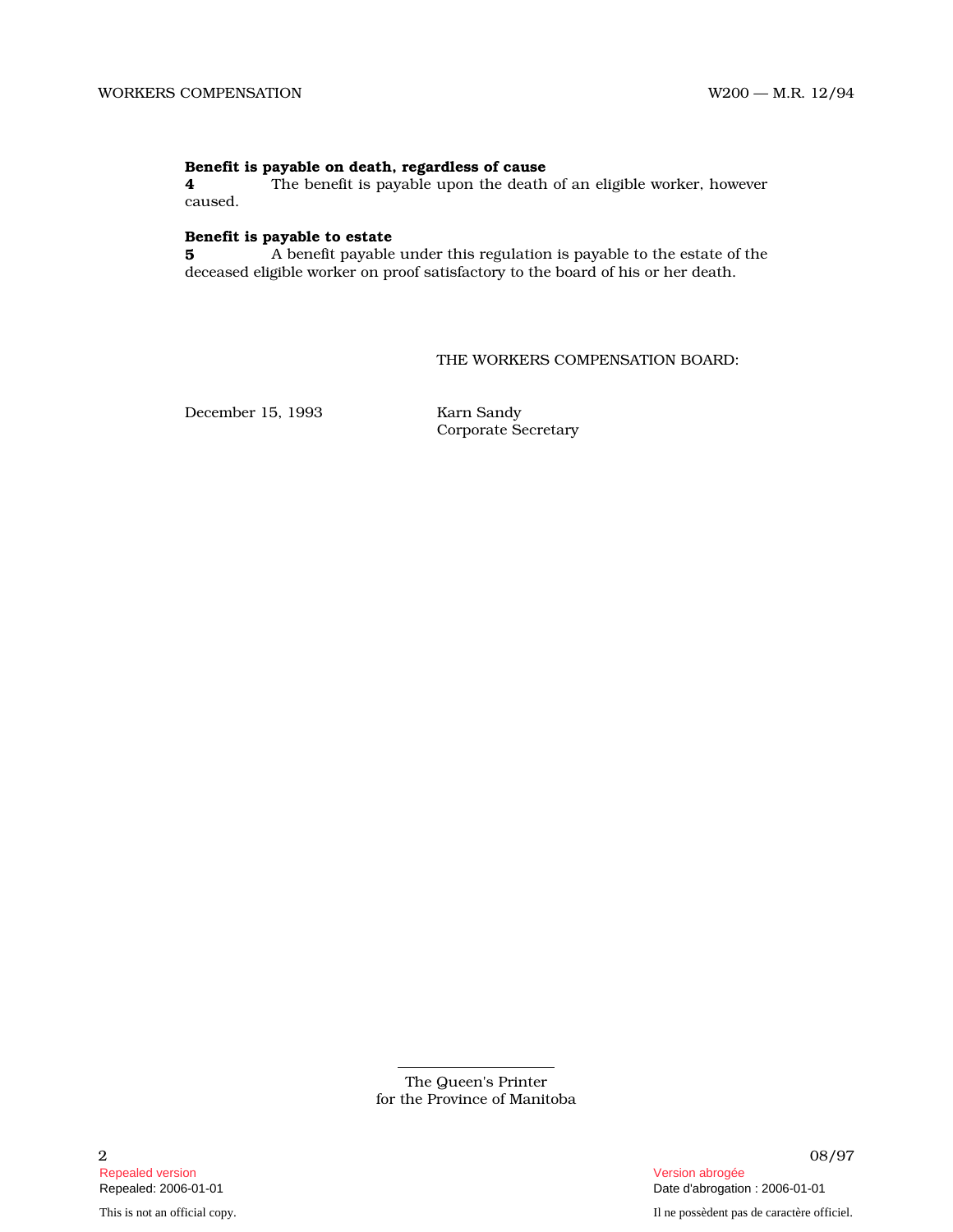**Benefit is payable on death, regardless of cause**

**4** The benefit is payable upon the death of an eligible worker, however caused.

**Benefit is payable to estate**

**5** A benefit payable under this regulation is payable to the estate of the deceased eligible worker on proof satisfactory to the board of his or her death.

THE WORKERS COMPENSATION BOARD:

December 15, 1993

Karn Sandy
Corporate Secretary

The Queen's Printer
for the Province of Manitoba

Repealed version
Repealed: 2006-01-01

Version abrogée
Date d'abrogation : 2006-01-01

This is not an official copy.

Il ne possèdent pas de caractère officiel.